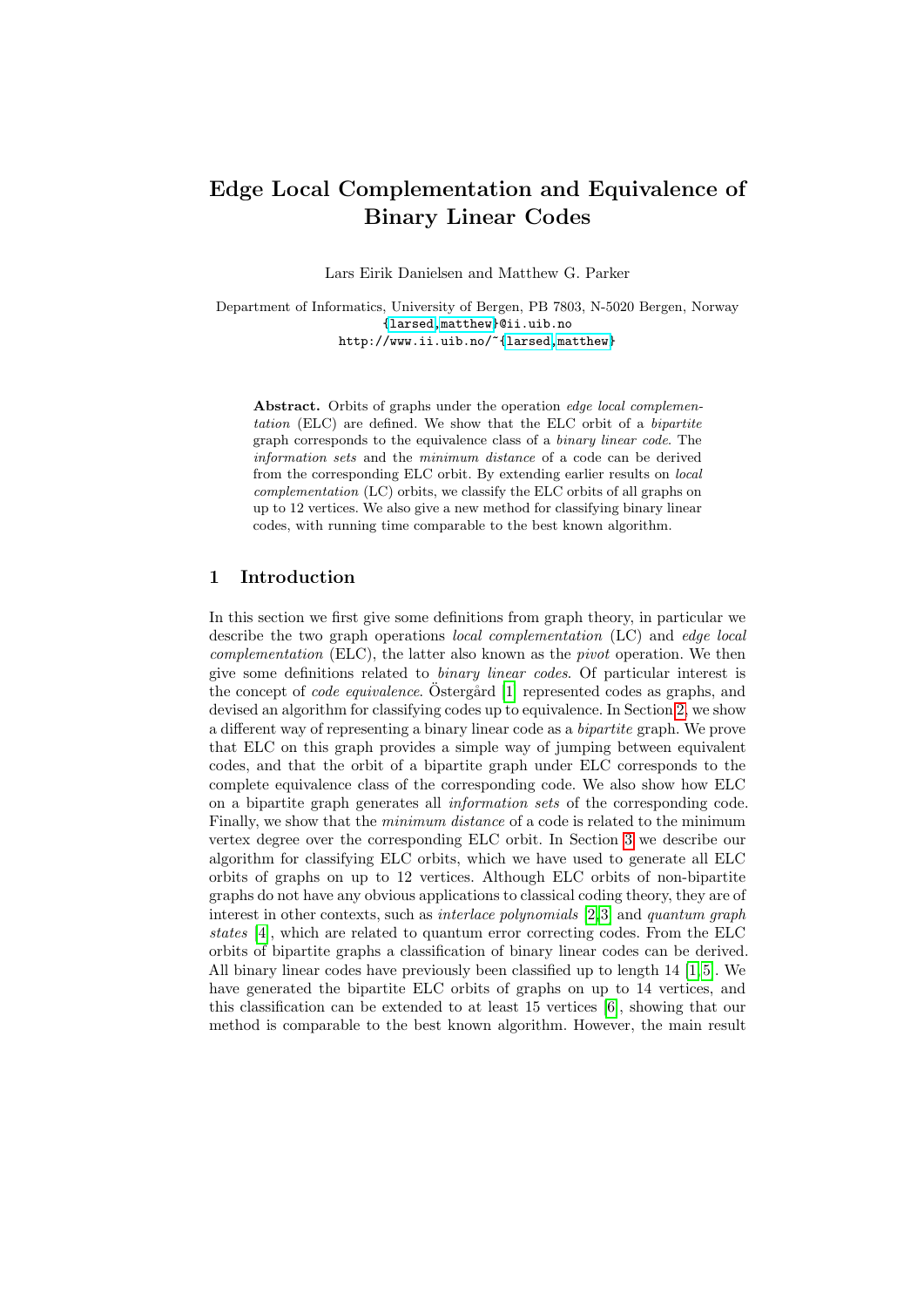# Edge Local Complementation and Equivalence of Binary Linear Codes

Lars Eirik Danielsen and Matthew G. Parker

Department of Informatics, University of Bergen, PB 7803, N-5020 Bergen, Norway
{larsed,matthew}@ii.uib.no
http://www.ii.uib.no/~{larsed,matthew}

**Abstract.** Orbits of graphs under the operation *edge local complementation* (ELC) are defined. We show that the ELC orbit of a *bipartite* graph corresponds to the equivalence class of a *binary linear code*. The *information sets* and the *minimum distance* of a code can be derived from the corresponding ELC orbit. By extending earlier results on *local complementation* (LC) orbits, we classify the ELC orbits of all graphs on up to 12 vertices. We also give a new method for classifying binary linear codes, with running time comparable to the best known algorithm.

## 1 Introduction

In this section we first give some definitions from graph theory, in particular we describe the two graph operations *local complementation* (LC) and *edge local complementation* (ELC), the latter also known as the *pivot* operation. We then give some definitions related to *binary linear codes*. Of particular interest is the concept of *code equivalence*. Östergård [1] represented codes as graphs, and devised an algorithm for classifying codes up to equivalence. In Section 2, we show a different way of representing a binary linear code as a *bipartite* graph. We prove that ELC on this graph provides a simple way of jumping between equivalent codes, and that the orbit of a bipartite graph under ELC corresponds to the complete equivalence class of the corresponding code. We also show how ELC on a bipartite graph generates all *information sets* of the corresponding code. Finally, we show that the *minimum distance* of a code is related to the minimum vertex degree over the corresponding ELC orbit. In Section 3 we describe our algorithm for classifying ELC orbits, which we have used to generate all ELC orbits of graphs on up to 12 vertices. Although ELC orbits of non-bipartite graphs do not have any obvious applications to classical coding theory, they are of interest in other contexts, such as *interlace polynomials* [2,3] and *quantum graph states* [4], which are related to quantum error correcting codes. From the ELC orbits of bipartite graphs a classification of binary linear codes can be derived. All binary linear codes have previously been classified up to length 14 [1,5]. We have generated the bipartite ELC orbits of graphs on up to 14 vertices, and this classification can be extended to at least 15 vertices [6], showing that our method is comparable to the best known algorithm. However, the main result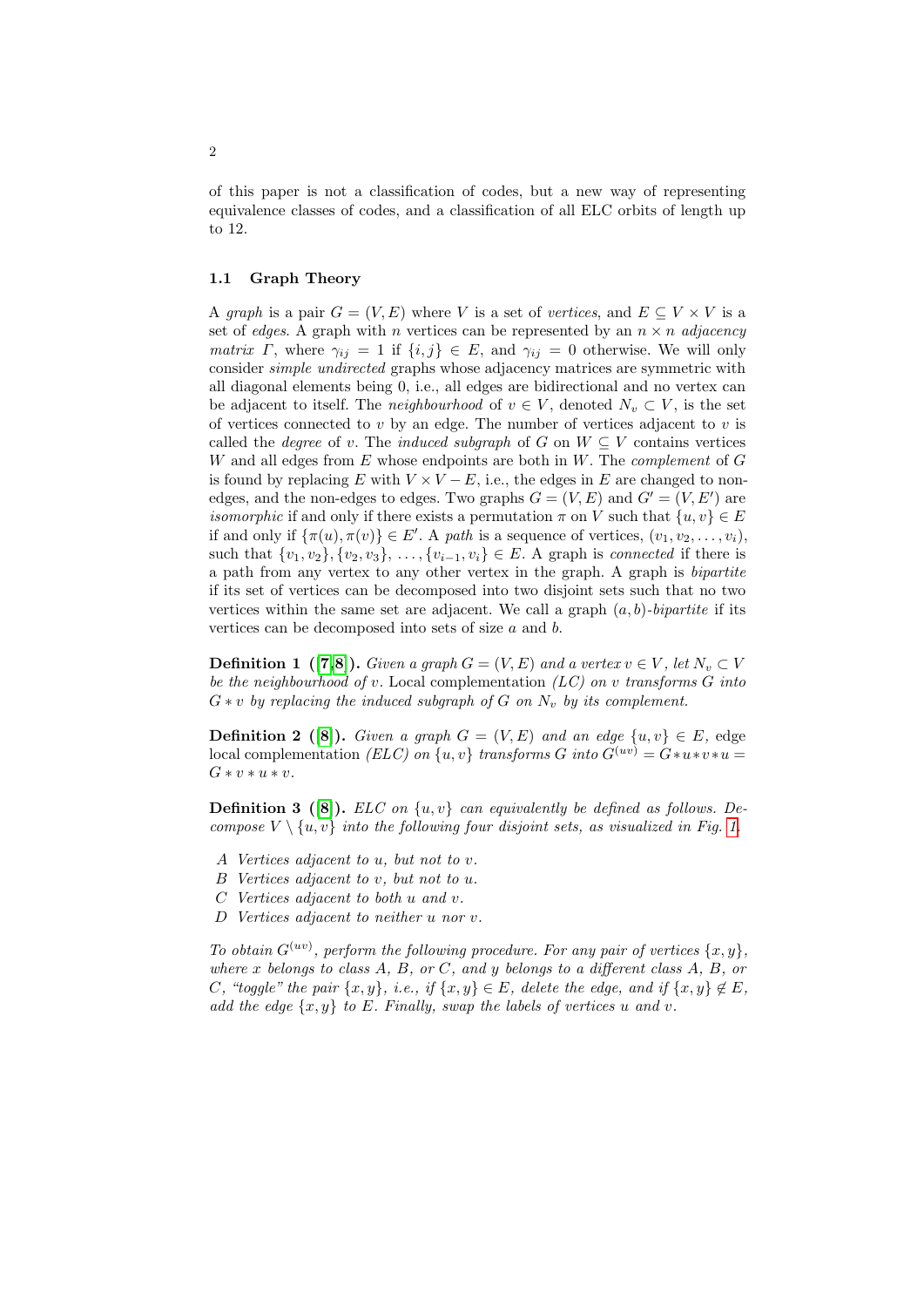of this paper is not a classification of codes, but a new way of representing equivalence classes of codes, and a classification of all ELC orbits of length up to 12.

### 1.1 Graph Theory

A *graph* is a pair $G = (V, E)$ where $V$ is a set of *vertices*, and $E \subseteq V \times V$ is a set of *edges*. A graph with $n$ vertices can be represented by an $n \times n$ *adjacency matrix* $\Gamma$, where $\gamma_{ij} = 1$ if $\{i, j\} \in E$, and $\gamma_{ij} = 0$ otherwise. We will only consider *simple undirected* graphs whose adjacency matrices are symmetric with all diagonal elements being 0, i.e., all edges are bidirectional and no vertex can be adjacent to itself. The *neighbourhood* of $v \in V$, denoted $N_v \subset V$, is the set of vertices connected to $v$ by an edge. The number of vertices adjacent to $v$ is called the *degree* of $v$. The *induced subgraph* of $G$ on $W \subseteq V$ contains vertices $W$ and all edges from $E$ whose endpoints are both in $W$. The *complement* of $G$ is found by replacing $E$ with $V \times V - E$, i.e., the edges in $E$ are changed to non-edges, and the non-edges to edges. Two graphs $G = (V, E)$ and $G' = (V, E')$ are *isomorphic* if and only if there exists a permutation $\pi$ on $V$ such that $\{u, v\} \in E$ if and only if $\{\pi(u), \pi(v)\} \in E'$. A *path* is a sequence of vertices, $(v_1, v_2, \ldots, v_i)$, such that $\{v_1, v_2\}, \{v_2, v_3\}, \ldots, \{v_{i-1}, v_i\} \in E$. A graph is *connected* if there is a path from any vertex to any other vertex in the graph. A graph is *bipartite* if its set of vertices can be decomposed into two disjoint sets such that no two vertices within the same set are adjacent. We call a graph $(a, b)$-*bipartite* if its vertices can be decomposed into sets of size $a$ and $b$.

**Definition 1 ([7,8]).** *Given a graph $G = (V, E)$ and a vertex $v \in V$, let $N_v \subset V$ be the neighbourhood of $v$.* Local complementation *(LC) on $v$ transforms $G$ into $G * v$ by replacing the induced subgraph of $G$ on $N_v$ by its complement.*

**Definition 2 ([8]).** *Given a graph $G = (V, E)$ and an edge $\{u, v\} \in E$,* edge local complementation *(ELC) on $\{u, v\}$ transforms $G$ into $G^{(uv)} = G * u * v * u = G * v * u * v$.*

**Definition 3 ([8]).** *ELC on $\{u, v\}$ can equivalently be defined as follows. Decompose $V \setminus \{u, v\}$ into the following four disjoint sets, as visualized in Fig. 1.*

- *A Vertices adjacent to $u$, but not to $v$.*
- *B Vertices adjacent to $v$, but not to $u$.*
- *C Vertices adjacent to both $u$ and $v$.*
- *D Vertices adjacent to neither $u$ nor $v$.*

*To obtain $G^{(uv)}$, perform the following procedure. For any pair of vertices $\{x, y\}$, where $x$ belongs to class $A$, $B$, or $C$, and $y$ belongs to a different class $A$, $B$, or $C$, "toggle" the pair $\{x, y\}$, i.e., if $\{x, y\} \in E$, delete the edge, and if $\{x, y\} \notin E$, add the edge $\{x, y\}$ to $E$. Finally, swap the labels of vertices $u$ and $v$.*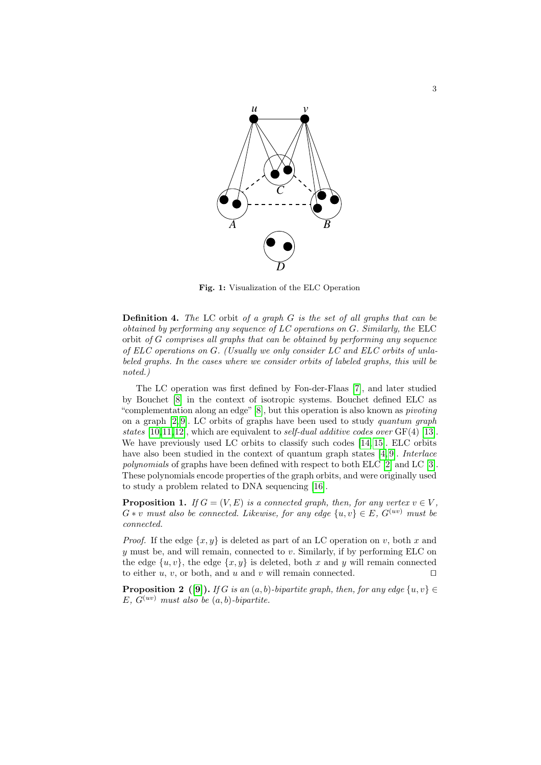Fig. 1: Visualization of the ELC Operation

**Definition 4.** *The* LC orbit *of a graph $G$ is the set of all graphs that can be obtained by performing any sequence of LC operations on $G$. Similarly, the* ELC orbit *of $G$ comprises all graphs that can be obtained by performing any sequence of ELC operations on $G$. (Usually we only consider LC and ELC orbits of unlabeled graphs. In the cases where we consider orbits of labeled graphs, this will be noted.)*

The LC operation was first defined by Fon-der-Flaas [7], and later studied by Bouchet [8] in the context of isotropic systems. Bouchet defined ELC as "complementation along an edge" [8], but this operation is also known as *pivoting* on a graph [2,9]. LC orbits of graphs have been used to study *quantum graph states* [10,11,12], which are equivalent to *self-dual additive codes over* GF(4) [13]. We have previously used LC orbits to classify such codes [14,15]. ELC orbits have also been studied in the context of quantum graph states [4,9]. *Interlace polynomials* of graphs have been defined with respect to both ELC [2] and LC [3]. These polynomials encode properties of the graph orbits, and were originally used to study a problem related to DNA sequencing [16].

**Proposition 1.** *If $G = (V, E)$ is a connected graph, then, for any vertex $v \in V$, $G * v$ must also be connected. Likewise, for any edge $\{u, v\} \in E$, $G^{(uv)}$ must be connected.*

*Proof.* If the edge $\{x, y\}$ is deleted as part of an LC operation on $v$, both $x$ and $y$ must be, and will remain, connected to $v$. Similarly, if by performing ELC on the edge $\{u, v\}$, the edge $\{x, y\}$ is deleted, both $x$ and $y$ will remain connected to either $u$, $v$, or both, and $u$ and $v$ will remain connected. ☐

**Proposition 2 ([9]).** *If $G$ is an $(a, b)$-bipartite graph, then, for any edge $\{u, v\} \in E$, $G^{(uv)}$ must also be $(a, b)$-bipartite.*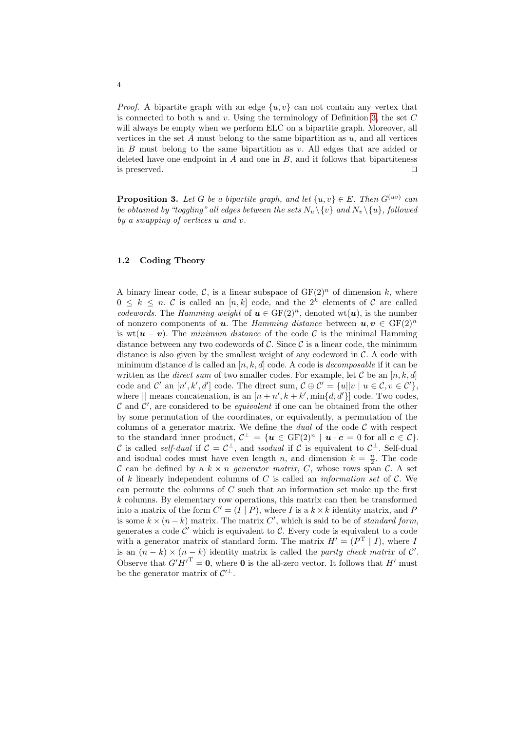*Proof.* A bipartite graph with an edge $\{u, v\}$ can not contain any vertex that is connected to both $u$ and $v$. Using the terminology of Definition 3, the set $C$ will always be empty when we perform ELC on a bipartite graph. Moreover, all vertices in the set $A$ must belong to the same bipartition as $u$, and all vertices in $B$ must belong to the same bipartition as $v$. All edges that are added or deleted have one endpoint in $A$ and one in $B$, and it follows that bipartiteness is preserved. □

**Proposition 3.** *Let $G$ be a bipartite graph, and let $\{u, v\} \in E$. Then $G^{(uv)}$ can be obtained by "toggling" all edges between the sets $N_u \setminus \{v\}$ and $N_v \setminus \{u\}$, followed by a swapping of vertices $u$ and $v$.*

### 1.2 Coding Theory

A binary linear code, $\mathcal{C}$, is a linear subspace of $\mathrm{GF}(2)^n$ of dimension $k$, where $0 \leq k \leq n$. $\mathcal{C}$ is called an $[n, k]$ code, and the $2^k$ elements of $\mathcal{C}$ are called *codewords*. The *Hamming weight* of $\boldsymbol{u} \in \mathrm{GF}(2)^n$, denoted $\mathrm{wt}(\boldsymbol{u})$, is the number of nonzero components of $\boldsymbol{u}$. The *Hamming distance* between $\boldsymbol{u}, \boldsymbol{v} \in \mathrm{GF}(2)^n$ is $\mathrm{wt}(\boldsymbol{u} - \boldsymbol{v})$. The *minimum distance* of the code $\mathcal{C}$ is the minimal Hamming distance between any two codewords of $\mathcal{C}$. Since $\mathcal{C}$ is a linear code, the minimum distance is also given by the smallest weight of any codeword in $\mathcal{C}$. A code with minimum distance $d$ is called an $[n, k, d]$ code. A code is *decomposable* if it can be written as the *direct sum* of two smaller codes. For example, let $\mathcal{C}$ be an $[n, k, d]$ code and $\mathcal{C}'$ an $[n', k', d']$ code. The direct sum, $\mathcal{C} \oplus \mathcal{C}' = \{u||v \mid u \in \mathcal{C}, v \in \mathcal{C}'\}$, where $||$ means concatenation, is an $[n + n', k + k', \min\{d, d'\}]$ code. Two codes, $\mathcal{C}$ and $\mathcal{C}'$, are considered to be *equivalent* if one can be obtained from the other by some permutation of the coordinates, or equivalently, a permutation of the columns of a generator matrix. We define the *dual* of the code $\mathcal{C}$ with respect to the standard inner product, $\mathcal{C}^\perp = \{\boldsymbol{u} \in \mathrm{GF}(2)^n \mid \boldsymbol{u} \cdot \boldsymbol{c} = 0 \text{ for all } \boldsymbol{c} \in \mathcal{C}\}$. $\mathcal{C}$ is called *self-dual* if $\mathcal{C} = \mathcal{C}^\perp$, and *isodual* if $\mathcal{C}$ is equivalent to $\mathcal{C}^\perp$. Self-dual and isodual codes must have even length $n$, and dimension $k = \frac{n}{2}$. The code $\mathcal{C}$ can be defined by a $k \times n$ *generator matrix*, $C$, whose rows span $\mathcal{C}$. A set of $k$ linearly independent columns of $C$ is called an *information set* of $\mathcal{C}$. We can permute the columns of $C$ such that an information set make up the first $k$ columns. By elementary row operations, this matrix can then be transformed into a matrix of the form $C' = (I \mid P)$, where $I$ is a $k \times k$ identity matrix, and $P$ is some $k \times (n - k)$ matrix. The matrix $C'$, which is said to be of *standard form*, generates a code $\mathcal{C}'$ which is equivalent to $\mathcal{C}$. Every code is equivalent to a code with a generator matrix of standard form. The matrix $H' = (P^{\mathrm{T}} \mid I)$, where $I$ is an $(n - k) \times (n - k)$ identity matrix is called the *parity check matrix* of $\mathcal{C}'$. Observe that $G'{H'}^{\mathrm{T}} = \mathbf{0}$, where $\mathbf{0}$ is the all-zero vector. It follows that $H'$ must be the generator matrix of $\mathcal{C}'^\perp$.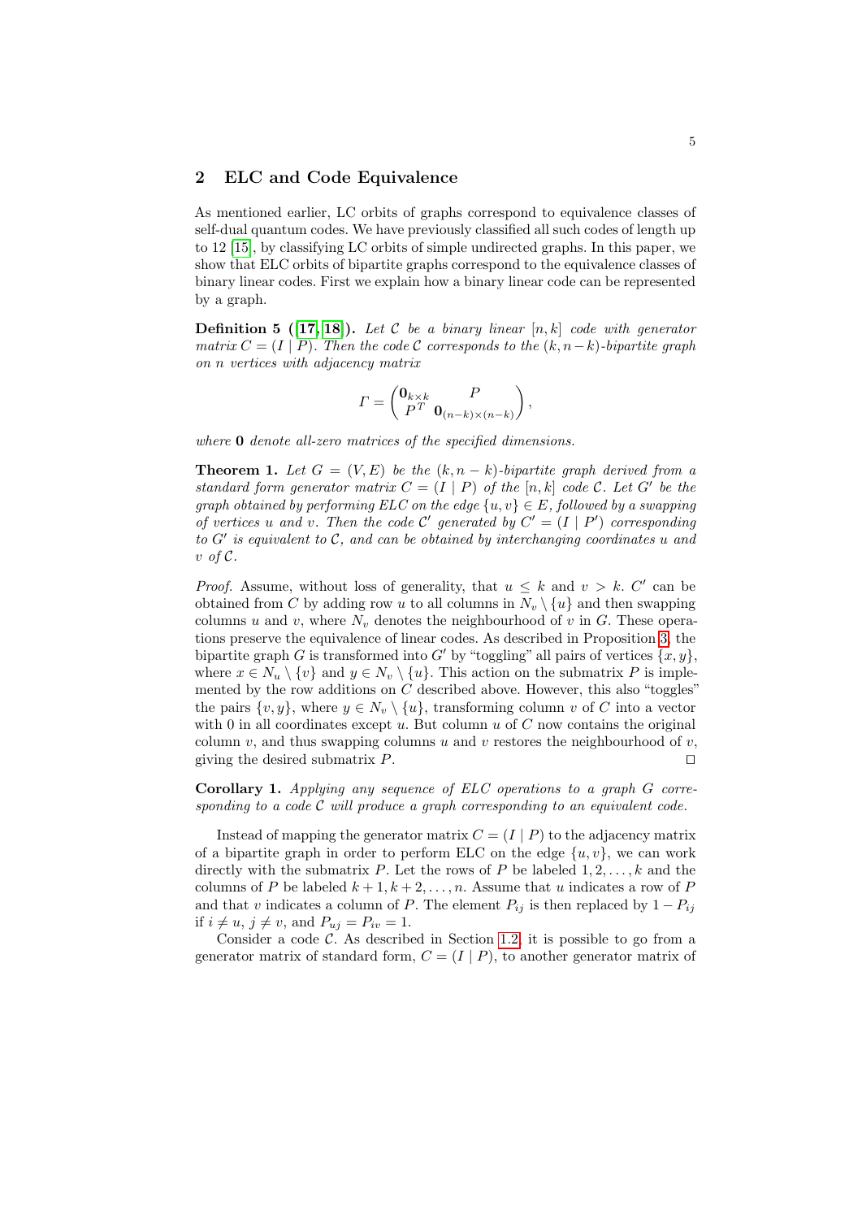## 2 ELC and Code Equivalence

As mentioned earlier, LC orbits of graphs correspond to equivalence classes of self-dual quantum codes. We have previously classified all such codes of length up to 12 [15], by classifying LC orbits of simple undirected graphs. In this paper, we show that ELC orbits of bipartite graphs correspond to the equivalence classes of binary linear codes. First we explain how a binary linear code can be represented by a graph.

**Definition 5 ([17, 18]).** *Let $\mathcal{C}$ be a binary linear $[n, k]$ code with generator matrix $C = (I \mid P)$. Then the code $\mathcal{C}$ corresponds to the $(k, n-k)$-bipartite graph on $n$ vertices with adjacency matrix*

$$\Gamma = \begin{pmatrix} \mathbf{0}_{k\times k} & P \\ P^T & \mathbf{0}_{(n-k)\times(n-k)} \end{pmatrix},$$

*where $\mathbf{0}$ denote all-zero matrices of the specified dimensions.*

**Theorem 1.** *Let $G = (V, E)$ be the $(k, n-k)$-bipartite graph derived from a standard form generator matrix $C = (I \mid P)$ of the $[n, k]$ code $\mathcal{C}$. Let $G'$ be the graph obtained by performing ELC on the edge $\{u, v\} \in E$, followed by a swapping of vertices $u$ and $v$. Then the code $\mathcal{C}'$ generated by $C' = (I \mid P')$ corresponding to $G'$ is equivalent to $\mathcal{C}$, and can be obtained by interchanging coordinates $u$ and $v$ of $\mathcal{C}$.*

*Proof.* Assume, without loss of generality, that $u \leq k$ and $v > k$. $C'$ can be obtained from $C$ by adding row $u$ to all columns in $N_v \setminus \{u\}$ and then swapping columns $u$ and $v$, where $N_v$ denotes the neighbourhood of $v$ in $G$. These operations preserve the equivalence of linear codes. As described in Proposition 3, the bipartite graph $G$ is transformed into $G'$ by "toggling" all pairs of vertices $\{x, y\}$, where $x \in N_u \setminus \{v\}$ and $y \in N_v \setminus \{u\}$. This action on the submatrix $P$ is implemented by the row additions on $C$ described above. However, this also "toggles" the pairs $\{v, y\}$, where $y \in N_v \setminus \{u\}$, transforming column $v$ of $C$ into a vector with 0 in all coordinates except $u$. But column $u$ of $C$ now contains the original column $v$, and thus swapping columns $u$ and $v$ restores the neighbourhood of $v$, giving the desired submatrix $P$. ◻

**Corollary 1.** *Applying any sequence of ELC operations to a graph $G$ corresponding to a code $\mathcal{C}$ will produce a graph corresponding to an equivalent code.*

Instead of mapping the generator matrix $C = (I \mid P)$ to the adjacency matrix of a bipartite graph in order to perform ELC on the edge $\{u, v\}$, we can work directly with the submatrix $P$. Let the rows of $P$ be labeled $1, 2, \ldots, k$ and the columns of $P$ be labeled $k+1, k+2, \ldots, n$. Assume that $u$ indicates a row of $P$ and that $v$ indicates a column of $P$. The element $P_{ij}$ is then replaced by $1 - P_{ij}$ if $i \neq u$, $j \neq v$, and $P_{uj} = P_{iv} = 1$.

Consider a code $\mathcal{C}$. As described in Section 1.2, it is possible to go from a generator matrix of standard form, $C = (I \mid P)$, to another generator matrix of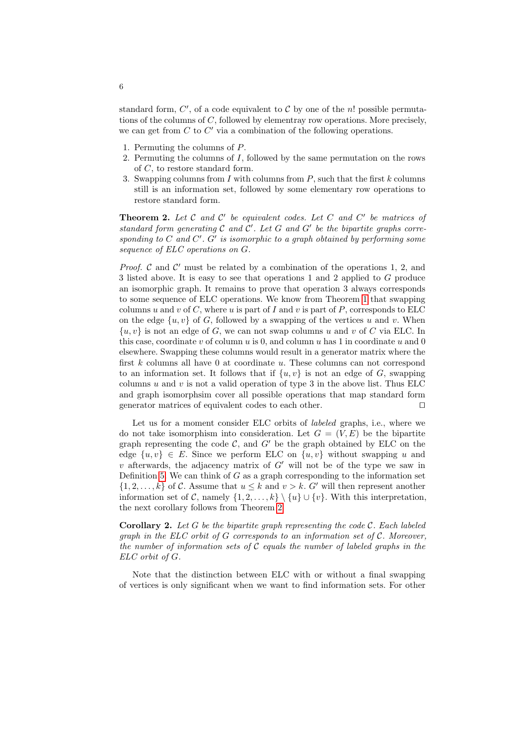standard form, $C'$, of a code equivalent to $\mathcal{C}$ by one of the $n!$ possible permutations of the columns of $C$, followed by elementray row operations. More precisely, we can get from $C$ to $C'$ via a combination of the following operations.

1. Permuting the columns of $P$.
2. Permuting the columns of $I$, followed by the same permutation on the rows of $C$, to restore standard form.
3. Swapping columns from $I$ with columns from $P$, such that the first $k$ columns still is an information set, followed by some elementary row operations to restore standard form.

**Theorem 2.** *Let $\mathcal{C}$ and $\mathcal{C}'$ be equivalent codes. Let $C$ and $C'$ be matrices of standard form generating $\mathcal{C}$ and $\mathcal{C}'$. Let $G$ and $G'$ be the bipartite graphs corresponding to $C$ and $C'$. $G'$ is isomorphic to a graph obtained by performing some sequence of ELC operations on $G$.*

*Proof.* $\mathcal{C}$ and $\mathcal{C}'$ must be related by a combination of the operations 1, 2, and 3 listed above. It is easy to see that operations 1 and 2 applied to $G$ produce an isomorphic graph. It remains to prove that operation 3 always corresponds to some sequence of ELC operations. We know from Theorem 1 that swapping columns $u$ and $v$ of $C$, where $u$ is part of $I$ and $v$ is part of $P$, corresponds to ELC on the edge $\{u, v\}$ of $G$, followed by a swapping of the vertices $u$ and $v$. When $\{u, v\}$ is not an edge of $G$, we can not swap columns $u$ and $v$ of $C$ via ELC. In this case, coordinate $v$ of column $u$ is 0, and column $u$ has 1 in coordinate $u$ and 0 elsewhere. Swapping these columns would result in a generator matrix where the first $k$ columns all have 0 at coordinate $u$. These columns can not correspond to an information set. It follows that if $\{u, v\}$ is not an edge of $G$, swapping columns $u$ and $v$ is not a valid operation of type 3 in the above list. Thus ELC and graph isomorphsim cover all possible operations that map standard form generator matrices of equivalent codes to each other. ◻

Let us for a moment consider ELC orbits of *labeled* graphs, i.e., where we do not take isomorphism into consideration. Let $G = (V, E)$ be the bipartite graph representing the code $\mathcal{C}$, and $G'$ be the graph obtained by ELC on the edge $\{u, v\} \in E$. Since we perform ELC on $\{u, v\}$ without swapping $u$ and $v$ afterwards, the adjacency matrix of $G'$ will not be of the type we saw in Definition 5. We can think of $G$ as a graph corresponding to the information set $\{1, 2, \ldots, k\}$ of $\mathcal{C}$. Assume that $u \le k$ and $v > k$. $G'$ will then represent another information set of $\mathcal{C}$, namely $\{1, 2, \ldots, k\} \setminus \{u\} \cup \{v\}$. With this interpretation, the next corollary follows from Theorem 2.

**Corollary 2.** *Let $G$ be the bipartite graph representing the code $\mathcal{C}$. Each labeled graph in the ELC orbit of $G$ corresponds to an information set of $\mathcal{C}$. Moreover, the number of information sets of $\mathcal{C}$ equals the number of labeled graphs in the ELC orbit of $G$.*

Note that the distinction between ELC with or without a final swapping of vertices is only significant when we want to find information sets. For other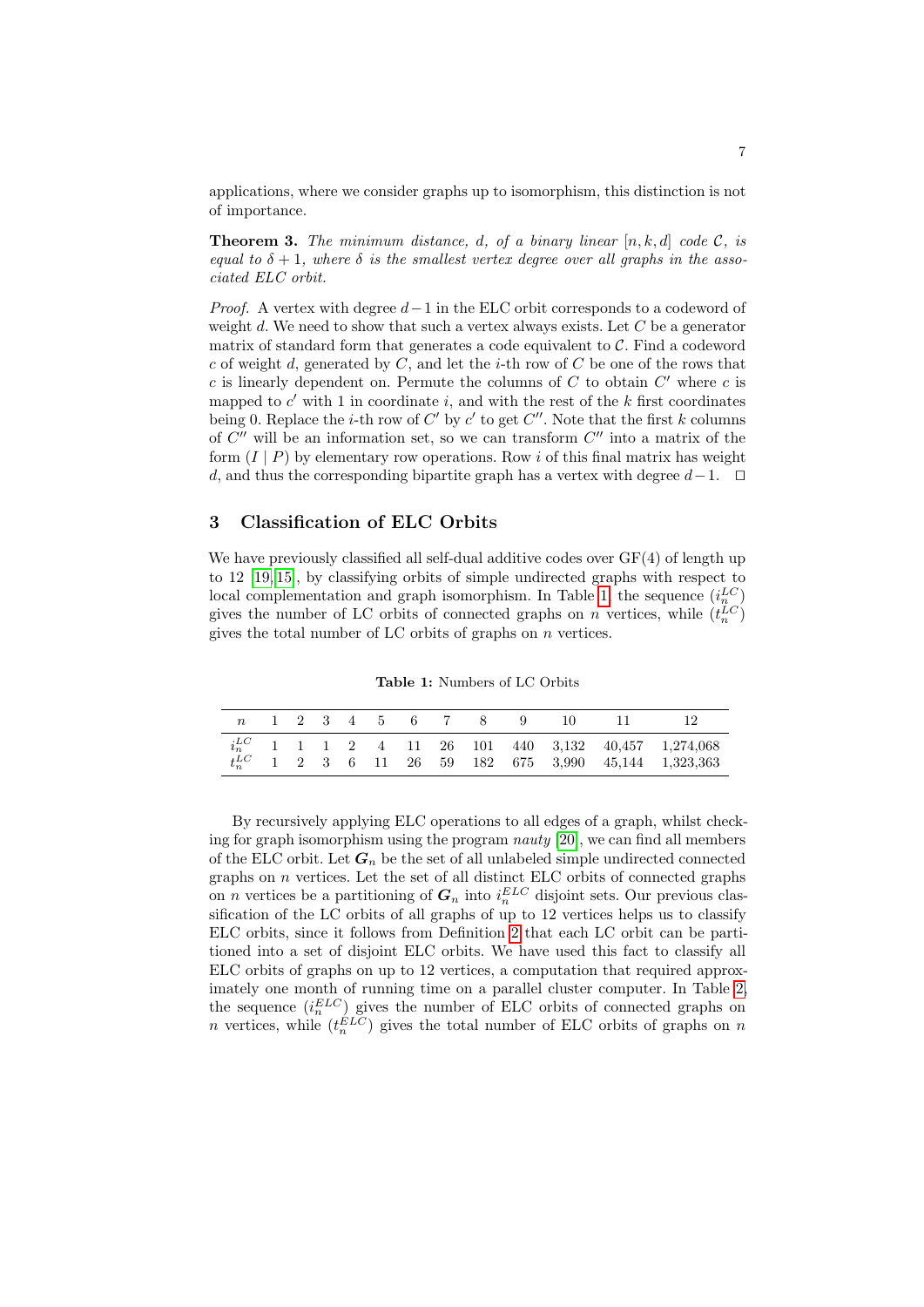applications, where we consider graphs up to isomorphism, this distinction is not of importance.

**Theorem 3.** *The minimum distance, $d$, of a binary linear $[n, k, d]$ code $\mathcal{C}$, is equal to $\delta + 1$, where $\delta$ is the smallest vertex degree over all graphs in the associated ELC orbit.*

*Proof.* A vertex with degree $d-1$ in the ELC orbit corresponds to a codeword of weight $d$. We need to show that such a vertex always exists. Let $C$ be a generator matrix of standard form that generates a code equivalent to $\mathcal{C}$. Find a codeword $c$ of weight $d$, generated by $C$, and let the $i$-th row of $C$ be one of the rows that $c$ is linearly dependent on. Permute the columns of $C$ to obtain $C'$ where $c$ is mapped to $c'$ with 1 in coordinate $i$, and with the rest of the $k$ first coordinates being 0. Replace the $i$-th row of $C'$ by $c'$ to get $C''$. Note that the first $k$ columns of $C''$ will be an information set, so we can transform $C''$ into a matrix of the form $(I \mid P)$ by elementary row operations. Row $i$ of this final matrix has weight $d$, and thus the corresponding bipartite graph has a vertex with degree $d-1$. $\square$

## 3 Classification of ELC Orbits

We have previously classified all self-dual additive codes over GF(4) of length up to 12 [19,15], by classifying orbits of simple undirected graphs with respect to local complementation and graph isomorphism. In Table 1, the sequence $(i_n^{LC})$ gives the number of LC orbits of connected graphs on $n$ vertices, while $(t_n^{LC})$ gives the total number of LC orbits of graphs on $n$ vertices.

**Table 1:** Numbers of LC Orbits

| $n$ | 1 | 2 | 3 | 4 | 5 | 6 | 7 | 8 | 9 | 10 | 11 | 12 |
|---|---|---|---|---|---|---|---|---|---|---|---|---|
| $i_n^{LC}$ | 1 | 1 | 1 | 2 | 4 | 11 | 26 | 101 | 440 | 3,132 | 40,457 | 1,274,068 |
| $t_n^{LC}$ | 1 | 2 | 3 | 6 | 11 | 26 | 59 | 182 | 675 | 3,990 | 45,144 | 1,323,363 |

By recursively applying ELC operations to all edges of a graph, whilst checking for graph isomorphism using the program *nauty* [20], we can find all members of the ELC orbit. Let $\boldsymbol{G}_n$ be the set of all unlabeled simple undirected connected graphs on $n$ vertices. Let the set of all distinct ELC orbits of connected graphs on $n$ vertices be a partitioning of $\boldsymbol{G}_n$ into $i_n^{ELC}$ disjoint sets. Our previous classification of the LC orbits of all graphs of up to 12 vertices helps us to classify ELC orbits, since it follows from Definition 2 that each LC orbit can be partitioned into a set of disjoint ELC orbits. We have used this fact to classify all ELC orbits of graphs on up to 12 vertices, a computation that required approximately one month of running time on a parallel cluster computer. In Table 2, the sequence $(i_n^{ELC})$ gives the number of ELC orbits of connected graphs on $n$ vertices, while $(t_n^{ELC})$ gives the total number of ELC orbits of graphs on $n$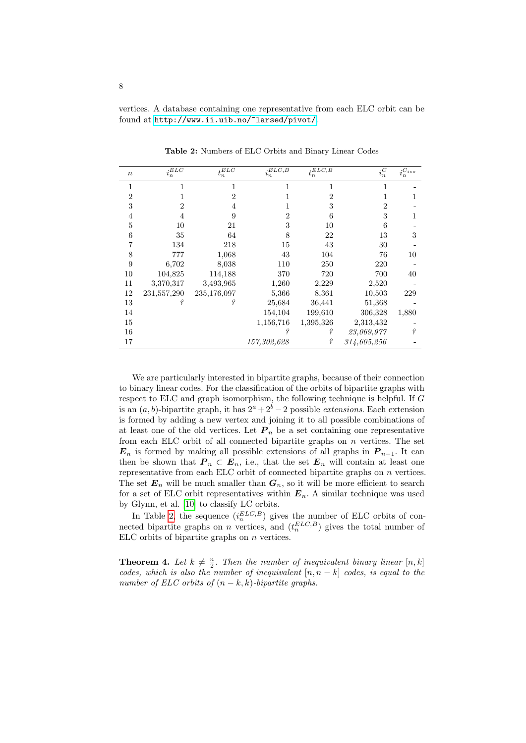vertices. A database containing one representative from each ELC orbit can be found at http://www.ii.uib.no/~larsed/pivot/.

**Table 2:** Numbers of ELC Orbits and Binary Linear Codes

| $n$ | $i_n^{ELC}$ | $t_n^{ELC}$ | $i_n^{ELC,B}$ | $t_n^{ELC,B}$ | $i_n^C$ | $i_n^{C_{iso}}$ |
|---|---|---|---|---|---|---|
| 1 | 1 | 1 | 1 | 1 | 1 | - |
| 2 | 1 | 2 | 1 | 2 | 1 | 1 |
| 3 | 2 | 4 | 1 | 3 | 2 | - |
| 4 | 4 | 9 | 2 | 6 | 3 | 1 |
| 5 | 10 | 21 | 3 | 10 | 6 | - |
| 6 | 35 | 64 | 8 | 22 | 13 | 3 |
| 7 | 134 | 218 | 15 | 43 | 30 | - |
| 8 | 777 | 1,068 | 43 | 104 | 76 | 10 |
| 9 | 6,702 | 8,038 | 110 | 250 | 220 | - |
| 10 | 104,825 | 114,188 | 370 | 720 | 700 | 40 |
| 11 | 3,370,317 | 3,493,965 | 1,260 | 2,229 | 2,520 | - |
| 12 | 231,557,290 | 235,176,097 | 5,366 | 8,361 | 10,503 | 229 |
| 13 | ? | ? | 25,684 | 36,441 | 51,368 | - |
| 14 | | | 154,104 | 199,610 | 306,328 | 1,880 |
| 15 | | | 1,156,716 | 1,395,326 | 2,313,432 | - |
| 16 | | | ? | ? | *23,069,977* | ? |
| 17 | | | *157,302,628* | ? | *314,605,256* | - |

We are particularly interested in bipartite graphs, because of their connection to binary linear codes. For the classification of the orbits of bipartite graphs with respect to ELC and graph isomorphism, the following technique is helpful. If $G$ is an $(a, b)$-bipartite graph, it has $2^a + 2^b - 2$ possible *extensions*. Each extension is formed by adding a new vertex and joining it to all possible combinations of at least one of the old vertices. Let $\boldsymbol{P}_n$ be a set containing one representative from each ELC orbit of all connected bipartite graphs on $n$ vertices. The set $\boldsymbol{E}_n$ is formed by making all possible extensions of all graphs in $\boldsymbol{P}_{n-1}$. It can then be shown that $\boldsymbol{P}_n \subset \boldsymbol{E}_n$, i.e., that the set $\boldsymbol{E}_n$ will contain at least one representative from each ELC orbit of connected bipartite graphs on $n$ vertices. The set $\boldsymbol{E}_n$ will be much smaller than $\boldsymbol{G}_n$, so it will be more efficient to search for a set of ELC orbit representatives within $\boldsymbol{E}_n$. A similar technique was used by Glynn, et al. [10] to classify LC orbits.

In Table 2, the sequence ($i_n^{ELC,B}$) gives the number of ELC orbits of connected bipartite graphs on $n$ vertices, and ($t_n^{ELC,B}$) gives the total number of ELC orbits of bipartite graphs on $n$ vertices.

**Theorem 4.** *Let $k \neq \frac{n}{2}$. Then the number of inequivalent binary linear $[n, k]$ codes, which is also the number of inequivalent $[n, n-k]$ codes, is equal to the number of ELC orbits of $(n-k, k)$-bipartite graphs.*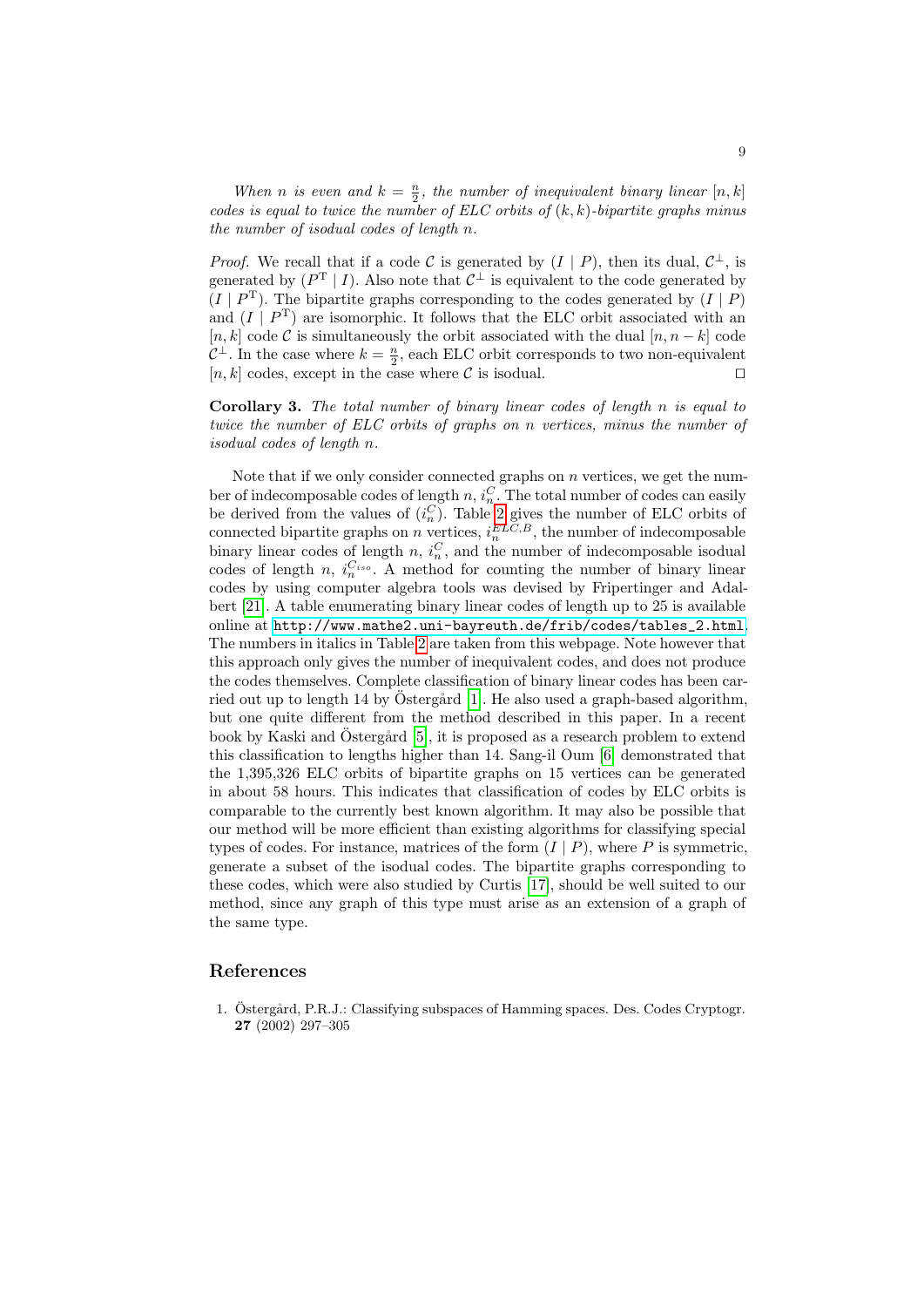*When $n$ is even and $k = \frac{n}{2}$, the number of inequivalent binary linear $[n, k]$ codes is equal to twice the number of ELC orbits of $(k, k)$-bipartite graphs minus the number of isodual codes of length $n$.*

*Proof.* We recall that if a code $\mathcal{C}$ is generated by $(I \mid P)$, then its dual, $\mathcal{C}^\perp$, is generated by $(P^{\mathrm{T}} \mid I)$. Also note that $\mathcal{C}^\perp$ is equivalent to the code generated by $(I \mid P^{\mathrm{T}})$. The bipartite graphs corresponding to the codes generated by $(I \mid P)$ and $(I \mid P^{\mathrm{T}})$ are isomorphic. It follows that the ELC orbit associated with an $[n, k]$ code $\mathcal{C}$ is simultaneously the orbit associated with the dual $[n, n-k]$ code $\mathcal{C}^\perp$. In the case where $k = \frac{n}{2}$, each ELC orbit corresponds to two non-equivalent $[n, k]$ codes, except in the case where $\mathcal{C}$ is isodual. □

**Corollary 3.** *The total number of binary linear codes of length $n$ is equal to twice the number of ELC orbits of graphs on $n$ vertices, minus the number of isodual codes of length $n$.*

Note that if we only consider connected graphs on $n$ vertices, we get the number of indecomposable codes of length $n$, $i_n^C$. The total number of codes can easily be derived from the values of $(i_n^C)$. Table 2 gives the number of ELC orbits of connected bipartite graphs on $n$ vertices, $i_n^{ELC,B}$, the number of indecomposable binary linear codes of length $n$, $i_n^C$, and the number of indecomposable isodual codes of length $n$, $i_n^{C_{iso}}$. A method for counting the number of binary linear codes by using computer algebra tools was devised by Fripertinger and Adalbert [21]. A table enumerating binary linear codes of length up to 25 is available online at `http://www.mathe2.uni-bayreuth.de/frib/codes/tables_2.html`. The numbers in italics in Table 2 are taken from this webpage. Note however that this approach only gives the number of inequivalent codes, and does not produce the codes themselves. Complete classification of binary linear codes has been carried out up to length 14 by Östergård [1]. He also used a graph-based algorithm, but one quite different from the method described in this paper. In a recent book by Kaski and Östergård [5], it is proposed as a research problem to extend this classification to lengths higher than 14. Sang-il Oum [6] demonstrated that the 1,395,326 ELC orbits of bipartite graphs on 15 vertices can be generated in about 58 hours. This indicates that classification of codes by ELC orbits is comparable to the currently best known algorithm. It may also be possible that our method will be more efficient than existing algorithms for classifying special types of codes. For instance, matrices of the form $(I \mid P)$, where $P$ is symmetric, generate a subset of the isodual codes. The bipartite graphs corresponding to these codes, which were also studied by Curtis [17], should be well suited to our method, since any graph of this type must arise as an extension of a graph of the same type.

## References

1. Östergård, P.R.J.: Classifying subspaces of Hamming spaces. Des. Codes Cryptogr. **27** (2002) 297–305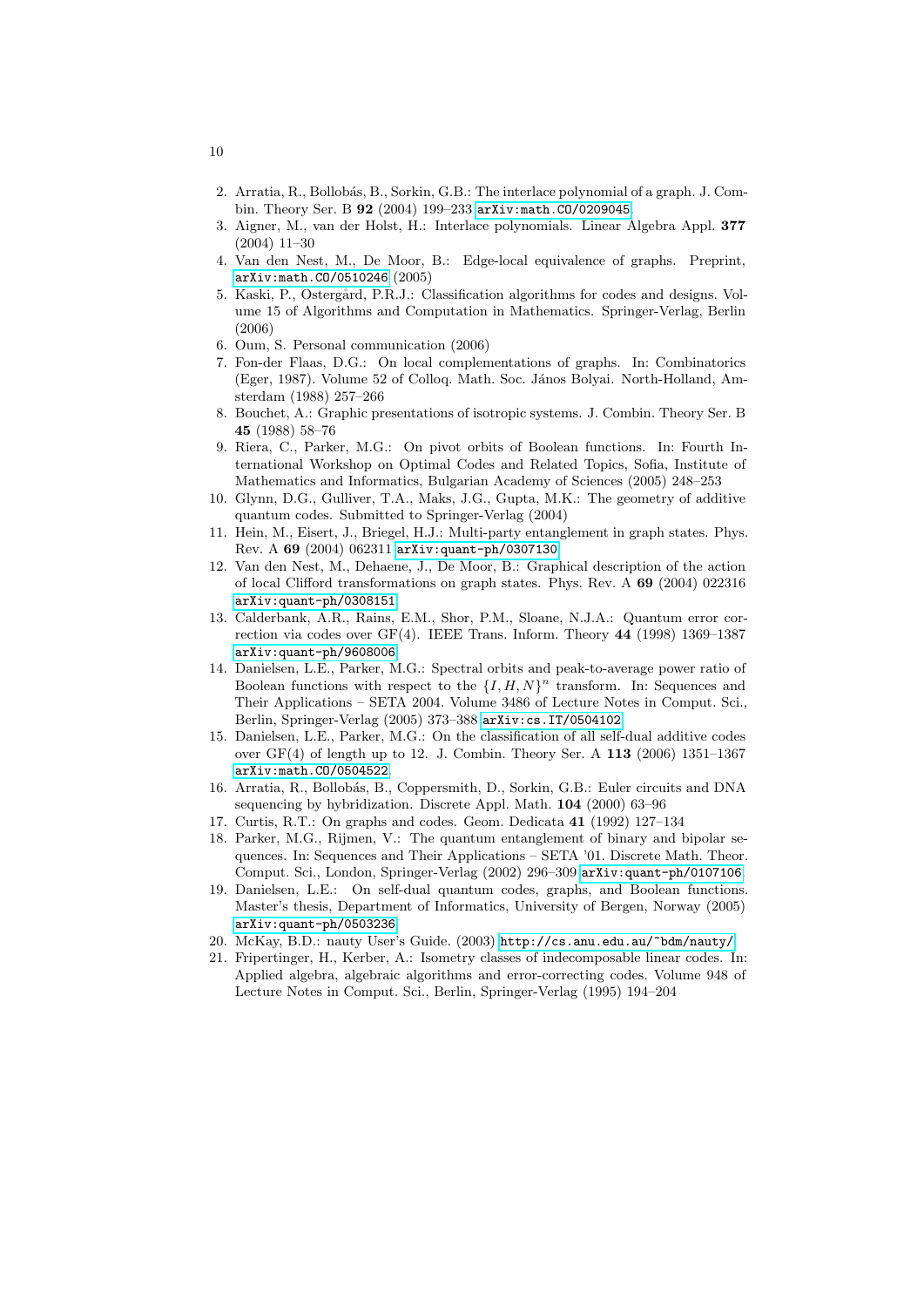2. Arratia, R., Bollobás, B., Sorkin, G.B.: The interlace polynomial of a graph. J. Combin. Theory Ser. B **92** (2004) 199–233 `arXiv:math.CO/0209045`.
3. Aigner, M., van der Holst, H.: Interlace polynomials. Linear Algebra Appl. **377** (2004) 11–30
4. Van den Nest, M., De Moor, B.: Edge-local equivalence of graphs. Preprint, `arXiv:math.CO/0510246` (2005)
5. Kaski, P., Östergård, P.R.J.: Classification algorithms for codes and designs. Volume 15 of Algorithms and Computation in Mathematics. Springer-Verlag, Berlin (2006)
6. Oum, S. Personal communication (2006)
7. Fon-der Flaas, D.G.: On local complementations of graphs. In: Combinatorics (Eger, 1987). Volume 52 of Colloq. Math. Soc. János Bolyai. North-Holland, Amsterdam (1988) 257–266
8. Bouchet, A.: Graphic presentations of isotropic systems. J. Combin. Theory Ser. B **45** (1988) 58–76
9. Riera, C., Parker, M.G.: On pivot orbits of Boolean functions. In: Fourth International Workshop on Optimal Codes and Related Topics, Sofia, Institute of Mathematics and Informatics, Bulgarian Academy of Sciences (2005) 248–253
10. Glynn, D.G., Gulliver, T.A., Maks, J.G., Gupta, M.K.: The geometry of additive quantum codes. Submitted to Springer-Verlag (2004)
11. Hein, M., Eisert, J., Briegel, H.J.: Multi-party entanglement in graph states. Phys. Rev. A **69** (2004) 062311 `arXiv:quant-ph/0307130`.
12. Van den Nest, M., Dehaene, J., De Moor, B.: Graphical description of the action of local Clifford transformations on graph states. Phys. Rev. A **69** (2004) 022316 `arXiv:quant-ph/0308151`.
13. Calderbank, A.R., Rains, E.M., Shor, P.M., Sloane, N.J.A.: Quantum error correction via codes over GF(4). IEEE Trans. Inform. Theory **44** (1998) 1369–1387 `arXiv:quant-ph/9608006`.
14. Danielsen, L.E., Parker, M.G.: Spectral orbits and peak-to-average power ratio of Boolean functions with respect to the $\{I, H, N\}^n$ transform. In: Sequences and Their Applications – SETA 2004. Volume 3486 of Lecture Notes in Comput. Sci., Berlin, Springer-Verlag (2005) 373–388 `arXiv:cs.IT/0504102`.
15. Danielsen, L.E., Parker, M.G.: On the classification of all self-dual additive codes over GF(4) of length up to 12. J. Combin. Theory Ser. A **113** (2006) 1351–1367 `arXiv:math.CO/0504522`.
16. Arratia, R., Bollobás, B., Coppersmith, D., Sorkin, G.B.: Euler circuits and DNA sequencing by hybridization. Discrete Appl. Math. **104** (2000) 63–96
17. Curtis, R.T.: On graphs and codes. Geom. Dedicata **41** (1992) 127–134
18. Parker, M.G., Rijmen, V.: The quantum entanglement of binary and bipolar sequences. In: Sequences and Their Applications – SETA '01. Discrete Math. Theor. Comput. Sci., London, Springer-Verlag (2002) 296–309 `arXiv:quant-ph/0107106`.
19. Danielsen, L.E.: On self-dual quantum codes, graphs, and Boolean functions. Master's thesis, Department of Informatics, University of Bergen, Norway (2005) `arXiv:quant-ph/0503236`.
20. McKay, B.D.: nauty User's Guide. (2003) `http://cs.anu.edu.au/~bdm/nauty/`.
21. Fripertinger, H., Kerber, A.: Isometry classes of indecomposable linear codes. In: Applied algebra, algebraic algorithms and error-correcting codes. Volume 948 of Lecture Notes in Comput. Sci., Berlin, Springer-Verlag (1995) 194–204